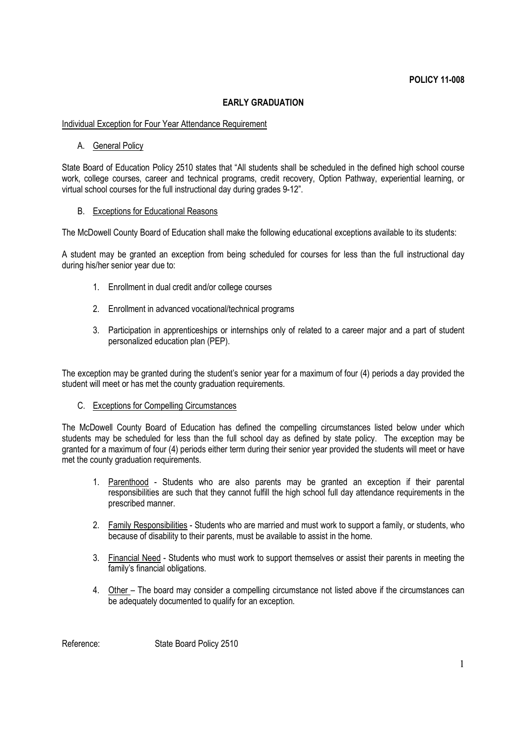**POLICY 11-008**

# EARLY GRADUATION

Individual Exception for Four Year Attendance Requirement

A. General Policy

State Board of Education Policy 2510 states that "All students shall be scheduled in the defined high school course work, college courses, career and technical programs, credit recovery, Option Pathway, experiential learning, or virtual school courses for the full instructional day during grades 9-12".

B. Exceptions for Educational Reasons

The McDowell County Board of Education shall make the following educational exceptions available to its students:

A student may be granted an exception from being scheduled for courses for less than the full instructional day during his/her senior year due to:

1. Enrollment in dual credit and/or college courses
2. Enrollment in advanced vocational/technical programs
3. Participation in apprenticeships or internships only of related to a career major and a part of student personalized education plan (PEP).

The exception may be granted during the student's senior year for a maximum of four (4) periods a day provided the student will meet or has met the county graduation requirements.

C. Exceptions for Compelling Circumstances

The McDowell County Board of Education has defined the compelling circumstances listed below under which students may be scheduled for less than the full school day as defined by state policy. The exception may be granted for a maximum of four (4) periods either term during their senior year provided the students will meet or have met the county graduation requirements.

1. Parenthood - Students who are also parents may be granted an exception if their parental responsibilities are such that they cannot fulfill the high school full day attendance requirements in the prescribed manner.
2. Family Responsibilities - Students who are married and must work to support a family, or students, who because of disability to their parents, must be available to assist in the home.
3. Financial Need - Students who must work to support themselves or assist their parents in meeting the family's financial obligations.
4. Other – The board may consider a compelling circumstance not listed above if the circumstances can be adequately documented to qualify for an exception.

Reference: State Board Policy 2510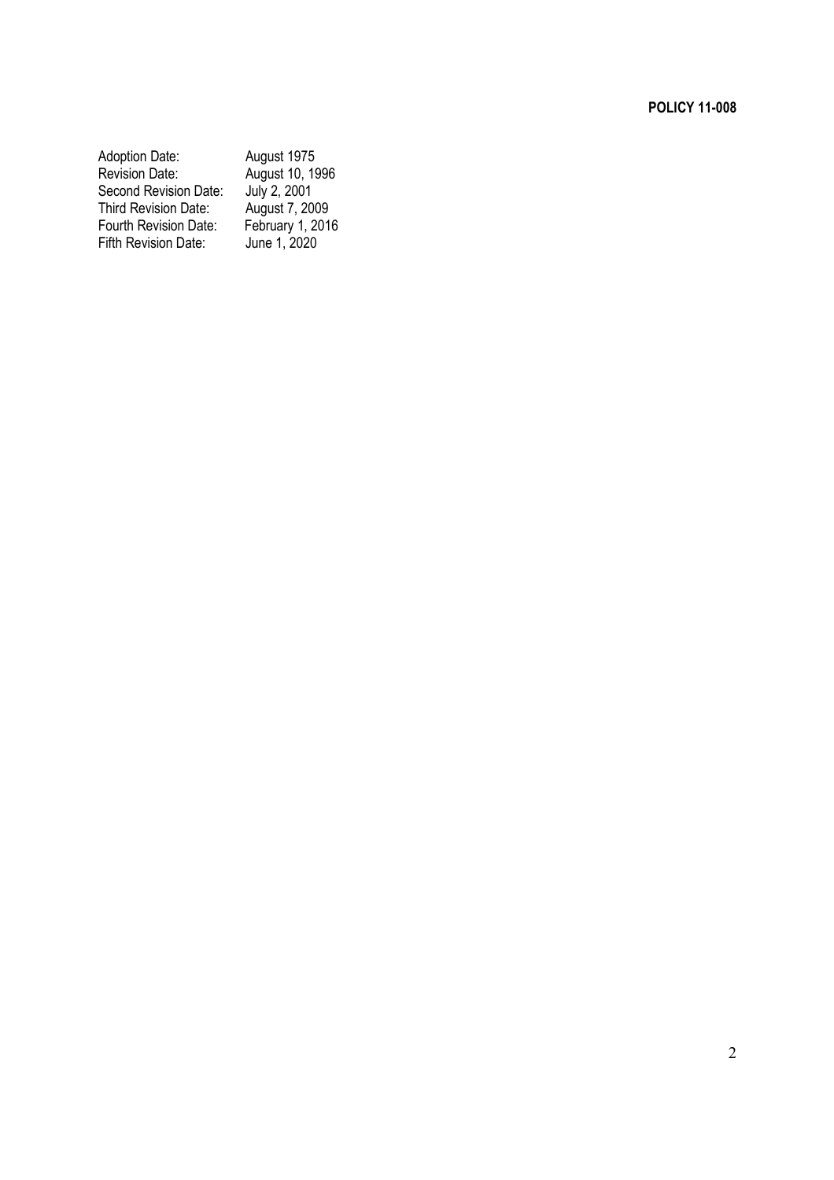**POLICY 11-008**

| | |
|---|---|
| Adoption Date: | August 1975 |
| Revision Date: | August 10, 1996 |
| Second Revision Date: | July 2, 2001 |
| Third Revision Date: | August 7, 2009 |
| Fourth Revision Date: | February 1, 2016 |
| Fifth Revision Date: | June 1, 2020 |